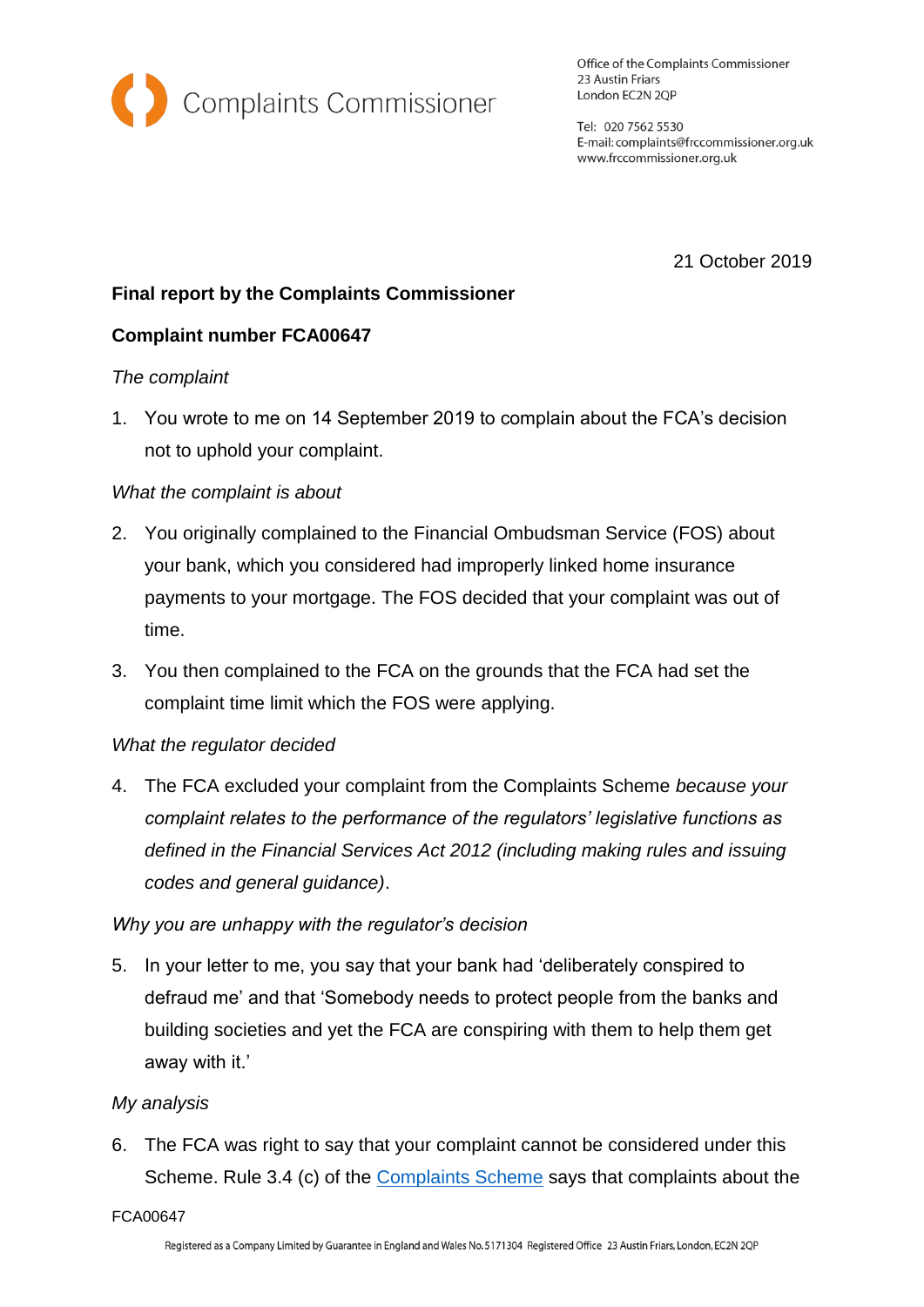Complaints Commissioner

Office of the Complaints Commissioner
23 Austin Friars
London EC2N 2QP

Tel: 020 7562 5530
E-mail: complaints@frccommissioner.org.uk
www.frccommissioner.org.uk

21 October 2019

**Final report by the Complaints Commissioner**

**Complaint number FCA00647**

*The complaint*

1. You wrote to me on 14 September 2019 to complain about the FCA's decision not to uphold your complaint.

*What the complaint is about*

2. You originally complained to the Financial Ombudsman Service (FOS) about your bank, which you considered had improperly linked home insurance payments to your mortgage. The FOS decided that your complaint was out of time.
3. You then complained to the FCA on the grounds that the FCA had set the complaint time limit which the FOS were applying.

*What the regulator decided*

4. The FCA excluded your complaint from the Complaints Scheme *because your complaint relates to the performance of the regulators' legislative functions as defined in the Financial Services Act 2012 (including making rules and issuing codes and general guidance)*.

*Why you are unhappy with the regulator's decision*

5. In your letter to me, you say that your bank had 'deliberately conspired to defraud me' and that 'Somebody needs to protect people from the banks and building societies and yet the FCA are conspiring with them to help them get away with it.'

*My analysis*

6. The FCA was right to say that your complaint cannot be considered under this Scheme. Rule 3.4 (c) of the [Complaints Scheme] says that complaints about the

FCA00647

Registered as a Company Limited by Guarantee in England and Wales No. 5171304 Registered Office 23 Austin Friars, London, EC2N 2QP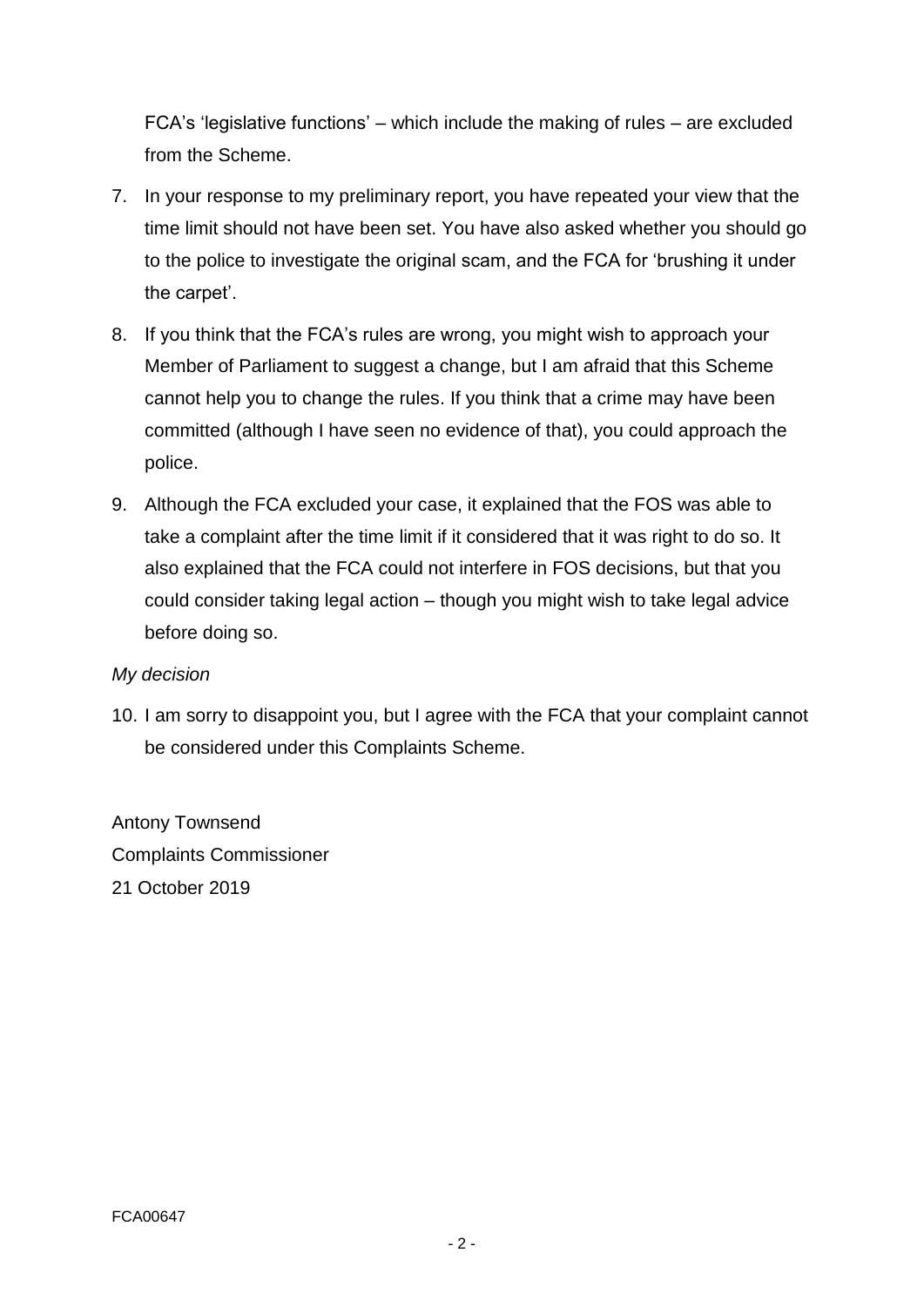FCA's 'legislative functions' – which include the making of rules – are excluded from the Scheme.

7. In your response to my preliminary report, you have repeated your view that the time limit should not have been set. You have also asked whether you should go to the police to investigate the original scam, and the FCA for 'brushing it under the carpet'.

8. If you think that the FCA's rules are wrong, you might wish to approach your Member of Parliament to suggest a change, but I am afraid that this Scheme cannot help you to change the rules. If you think that a crime may have been committed (although I have seen no evidence of that), you could approach the police.

9. Although the FCA excluded your case, it explained that the FOS was able to take a complaint after the time limit if it considered that it was right to do so. It also explained that the FCA could not interfere in FOS decisions, but that you could consider taking legal action – though you might wish to take legal advice before doing so.

*My decision*

10. I am sorry to disappoint you, but I agree with the FCA that your complaint cannot be considered under this Complaints Scheme.

Antony Townsend
Complaints Commissioner
21 October 2019

FCA00647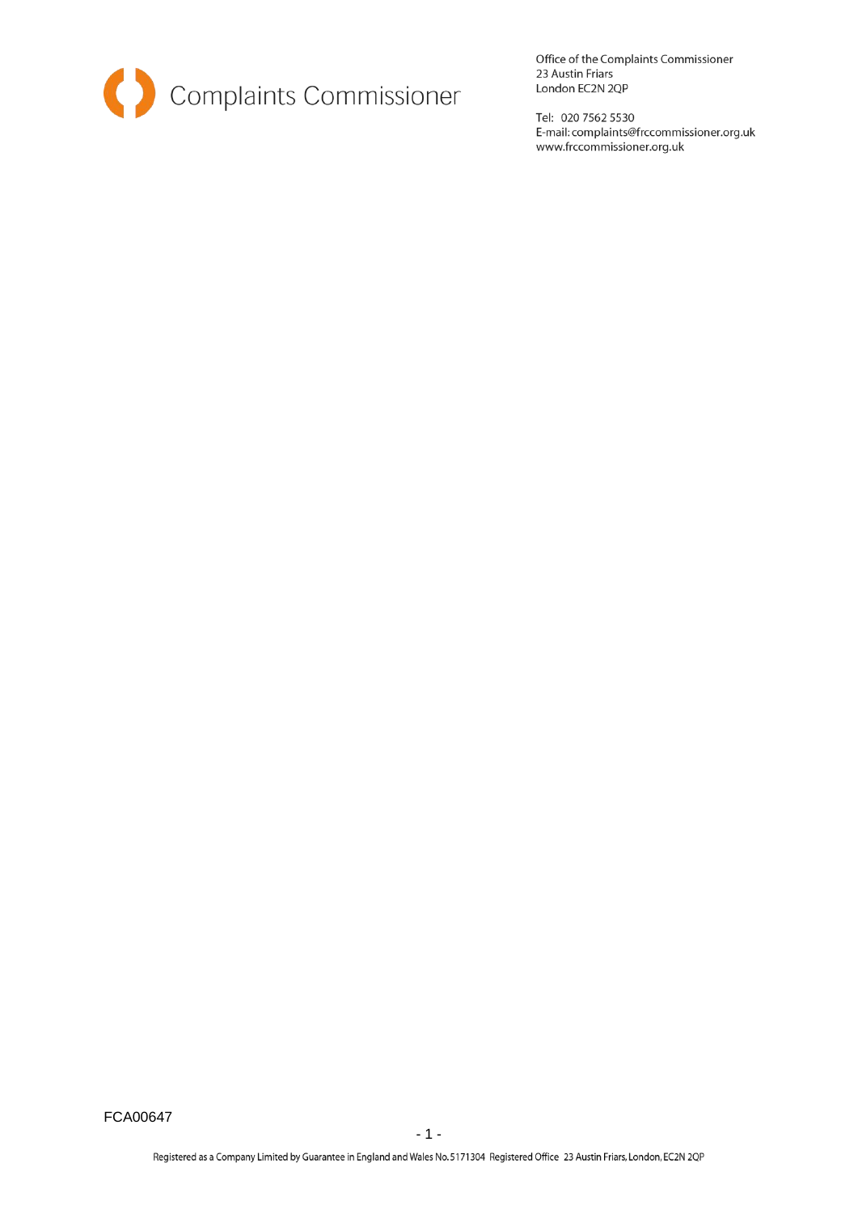Complaints Commissioner

Office of the Complaints Commissioner
23 Austin Friars
London EC2N 2QP

Tel: 020 7562 5530
E-mail: complaints@frccommissioner.org.uk
www.frccommissioner.org.uk

FCA00647

Registered as a Company Limited by Guarantee in England and Wales No. 5171304 Registered Office 23 Austin Friars, London, EC2N 2QP